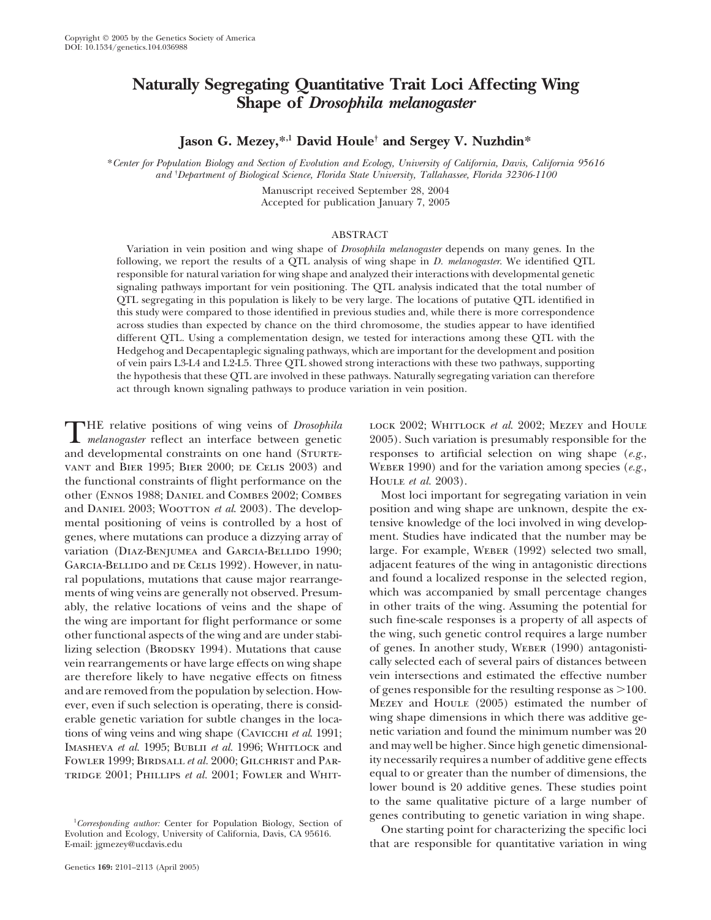# Naturally Segregating Quantitative Trait Loci Affecting Wing Shape of *Drosophila melanogaster*

**Jason G. Mezey,\*[,1] David Houle[†] and Sergey V. Nuzhdin\***

\*Center for Population Biology and Section of Evolution and Ecology, University of California, Davis, California 95616 and [†]Department of Biological Science, Florida State University, Tallahassee, Florida 32306-1100

Manuscript received September 28, 2004
Accepted for publication January 7, 2005

## ABSTRACT

Variation in vein position and wing shape of *Drosophila melanogaster* depends on many genes. In the following, we report the results of a QTL analysis of wing shape in *D. melanogaster*. We identified QTL responsible for natural variation for wing shape and analyzed their interactions with developmental genetic signaling pathways important for vein positioning. The QTL analysis indicated that the total number of QTL segregating in this population is likely to be very large. The locations of putative QTL identified in this study were compared to those identified in previous studies and, while there is more correspondence across studies than expected by chance on the third chromosome, the studies appear to have identified different QTL. Using a complementation design, we tested for interactions among these QTL with the Hedgehog and Decapentaplegic signaling pathways, which are important for the development and position of vein pairs L3-L4 and L2-L5. Three QTL showed strong interactions with these two pathways, supporting the hypothesis that these QTL are involved in these pathways. Naturally segregating variation can therefore act through known signaling pathways to produce variation in vein position.

THE relative positions of wing veins of *Drosophila melanogaster* reflect an interface between genetic and developmental constraints on one hand (Sturtevant and Bier 1995; Bier 2000; de Celis 2003) and the functional constraints of flight performance on the other (Ennos 1988; Daniel and Combes 2002; Combes and Daniel 2003; Wootton *et al.* 2003). The developmental positioning of veins is controlled by a host of genes, where mutations can produce a dizzying array of variation (Diaz-Benjumea and Garcia-Bellido 1990; Garcia-Bellido and de Celis 1992). However, in natural populations, mutations that cause major rearrangements of wing veins are generally not observed. Presumably, the relative locations of veins and the shape of the wing are important for flight performance or some other functional aspects of the wing and are under stabilizing selection (Brodsky 1994). Mutations that cause vein rearrangements or have large effects on wing shape are therefore likely to have negative effects on fitness and are removed from the population by selection. However, even if such selection is operating, there is considerable genetic variation for subtle changes in the locations of wing veins and wing shape (Cavicchi *et al.* 1991; Imasheva *et al.* 1995; Bubli*i* *et al.* 1996; Whitlock and Fowler 1999; Birdsall *et al.* 2000; Gilchrist and Partridge 2001; Phillips *et al.* 2001; Fowler and Whitlock 2002; Whitlock *et al.* 2002; Mezey and Houle 2005). Such variation is presumably responsible for the responses to artificial selection on wing shape (*e.g.*, Weber 1990) and for the variation among species (*e.g.*, Houle *et al.* 2003).

Most loci important for segregating variation in vein position and wing shape are unknown, despite the extensive knowledge of the loci involved in wing development. Studies have indicated that the number may be large. For example, Weber (1992) selected two small, adjacent features of the wing in antagonistic directions and found a localized response in the selected region, which was accompanied by small percentage changes in other traits of the wing. Assuming the potential for such fine-scale responses is a property of all aspects of the wing, such genetic control requires a large number of genes. In another study, Weber (1990) antagonistically selected each of several pairs of distances between vein intersections and estimated the effective number of genes responsible for the resulting response as >100. Mezey and Houle (2005) estimated the number of wing shape dimensions in which there was additive genetic variation and found the minimum number was 20 and may well be higher. Since high genetic dimensionality necessarily requires a number of additive gene effects equal to or greater than the number of dimensions, the lower bound is 20 additive genes. These studies point to the same qualitative picture of a large number of genes contributing to genetic variation in wing shape.

One starting point for characterizing the specific loci that are responsible for quantitative variation in wing

[1]*Corresponding author:* Center for Population Biology, Section of Evolution and Ecology, University of California, Davis, CA 95616. E-mail: jgmezey@ucdavis.edu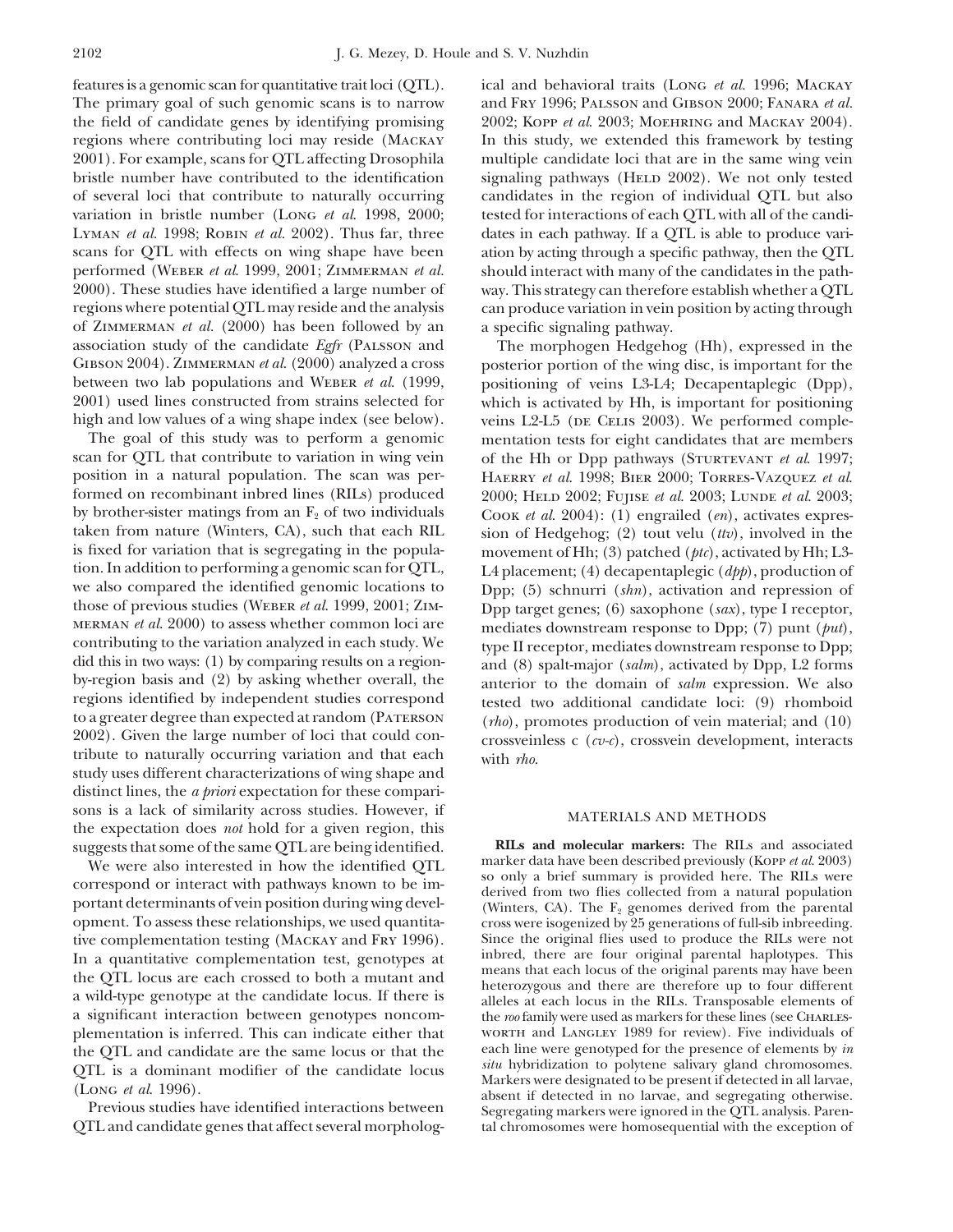features is a genomic scan for quantitative trait loci (QTL). The primary goal of such genomic scans is to narrow the field of candidate genes by identifying promising regions where contributing loci may reside (Mackay 2001). For example, scans for QTL affecting Drosophila bristle number have contributed to the identification of several loci that contribute to naturally occurring variation in bristle number (Long *et al.* 1998, 2000; Lyman *et al.* 1998; Robin *et al.* 2002). Thus far, three scans for QTL with effects on wing shape have been performed (Weber *et al.* 1999, 2001; Zimmerman *et al.* 2000). These studies have identified a large number of regions where potential QTL may reside and the analysis of Zimmerman *et al.* (2000) has been followed by an association study of the candidate *Egfr* (Palsson and Gibson 2004). Zimmerman *et al.* (2000) analyzed a cross between two lab populations and Weber *et al.* (1999, 2001) used lines constructed from strains selected for high and low values of a wing shape index (see below).

The goal of this study was to perform a genomic scan for QTL that contribute to variation in wing vein position in a natural population. The scan was performed on recombinant inbred lines (RILs) produced by brother-sister matings from an $F_2$ of two individuals taken from nature (Winters, CA), such that each RIL is fixed for variation that is segregating in the population. In addition to performing a genomic scan for QTL, we also compared the identified genomic locations to those of previous studies (Weber *et al.* 1999, 2001; Zimmerman *et al.* 2000) to assess whether common loci are contributing to the variation analyzed in each study. We did this in two ways: (1) by comparing results on a region-by-region basis and (2) by asking whether overall, the regions identified by independent studies correspond to a greater degree than expected at random (Paterson 2002). Given the large number of loci that could contribute to naturally occurring variation and that each study uses different characterizations of wing shape and distinct lines, the *a priori* expectation for these comparisons is a lack of similarity across studies. However, if the expectation does *not* hold for a given region, this suggests that some of the same QTL are being identified.

We were also interested in how the identified QTL correspond or interact with pathways known to be important determinants of vein position during wing development. To assess these relationships, we used quantitative complementation testing (Mackay and Fry 1996). In a quantitative complementation test, genotypes at the QTL locus are each crossed to both a mutant and a wild-type genotype at the candidate locus. If there is a significant interaction between genotypes noncomplementation is inferred. This can indicate either that the QTL and candidate are the same locus or that the QTL is a dominant modifier of the candidate locus (Long *et al.* 1996).

Previous studies have identified interactions between QTL and candidate genes that affect several morphological and behavioral traits (Long *et al.* 1996; Mackay and Fry 1996; Palsson and Gibson 2000; Fanara *et al.* 2002; Kopp *et al.* 2003; Moehring and Mackay 2004). In this study, we extended this framework by testing multiple candidate loci that are in the same wing vein signaling pathways (Held 2002). We not only tested candidates in the region of individual QTL but also tested for interactions of each QTL with all of the candidates in each pathway. If a QTL is able to produce variation by acting through a specific pathway, then the QTL should interact with many of the candidates in the pathway. This strategy can therefore establish whether a QTL can produce variation in vein position by acting through a specific signaling pathway.

The morphogen Hedgehog (Hh), expressed in the posterior portion of the wing disc, is important for the positioning of veins L3-L4; Decapentaplegic (Dpp), which is activated by Hh, is important for positioning veins L2-L5 (de Celis 2003). We performed complementation tests for eight candidates that are members of the Hh or Dpp pathways (Sturtevant *et al.* 1997; Haerry *et al.* 1998; Bier 2000; Torres-Vazquez *et al.* 2000; Held 2002; Fujise *et al.* 2003; Lunde *et al.* 2003; Cook *et al.* 2004): (1) engrailed (*en*), activates expression of Hedgehog; (2) tout velu (*ttv*), involved in the movement of Hh; (3) patched (*ptc*), activated by Hh; L3-L4 placement; (4) decapentaplegic (*dpp*), production of Dpp; (5) schnurri (*shn*), activation and repression of Dpp target genes; (6) saxophone (*sax*), type I receptor, mediates downstream response to Dpp; (7) punt (*put*), type II receptor, mediates downstream response to Dpp; and (8) spalt-major (*salm*), activated by Dpp, L2 forms anterior to the domain of *salm* expression. We also tested two additional candidate loci: (9) rhomboid (*rho*), promotes production of vein material; and (10) crossveinless c (*cv-c*), crossvein development, interacts with *rho*.

## MATERIALS AND METHODS

**RILs and molecular markers:** The RILs and associated marker data have been described previously (Kopp *et al.* 2003) so only a brief summary is provided here. The RILs were derived from two flies collected from a natural population (Winters, CA). The $F_2$ genomes derived from the parental cross were isogenized by 25 generations of full-sib inbreeding. Since the original flies used to produce the RILs were not inbred, there are four original parental haplotypes. This means that each locus of the original parents may have been heterozygous and there are therefore up to four different alleles at each locus in the RILs. Transposable elements of the *roo* family were used as markers for these lines (see Charlesworth and Langley 1989 for review). Five individuals of each line were genotyped for the presence of elements by *in situ* hybridization to polytene salivary gland chromosomes. Markers were designated to be present if detected in all larvae, absent if detected in no larvae, and segregating otherwise. Segregating markers were ignored in the QTL analysis. Parental chromosomes were homosequential with the exception of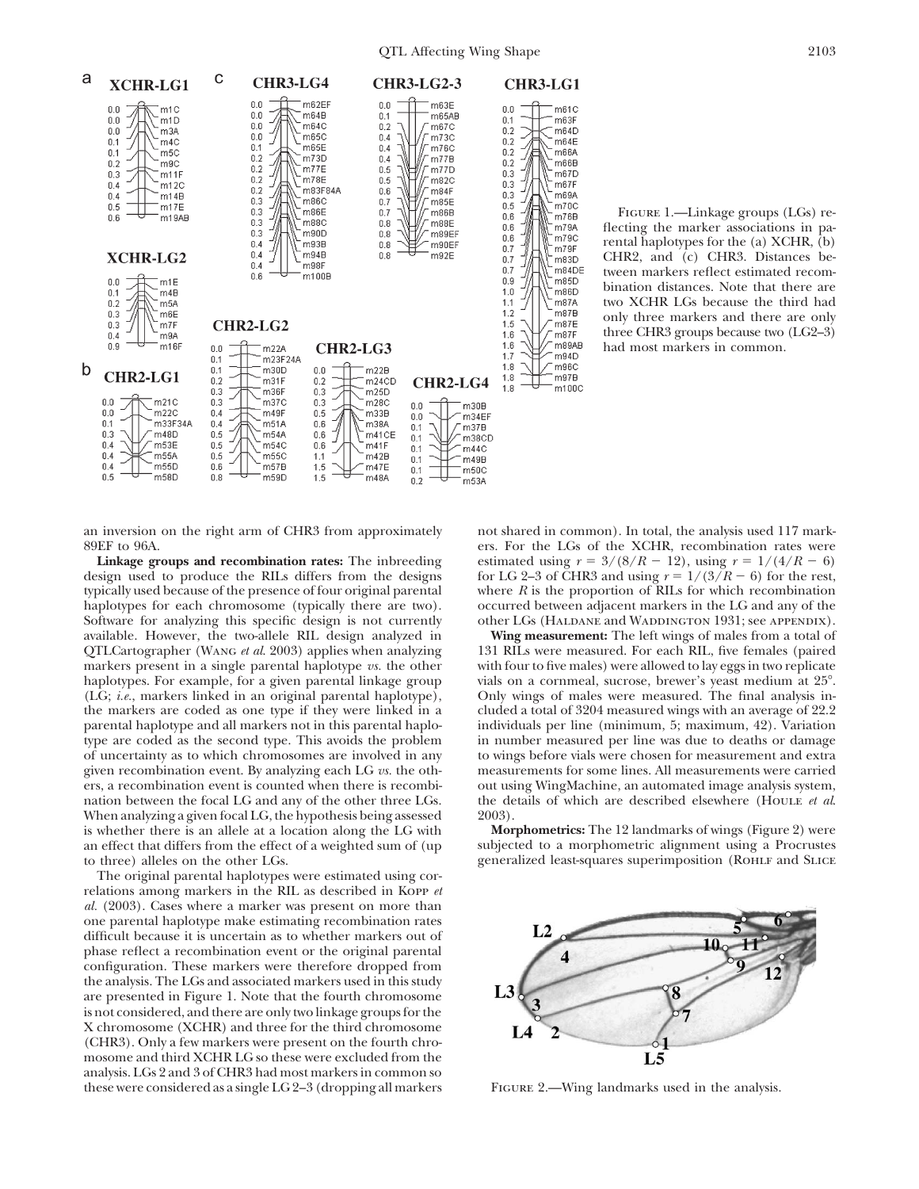a

**XCHR-LG1**

0.0 m1C
0.0 m1D
0.0 m3A
0.1 m4C
0.1 m5C
0.2 m9C
0.3 m11F
0.4 m12C
0.4 m14B
0.5 m17E
0.6 m19AB

**XCHR-LG2**

0.0 m1E
0.1 m4B
0.2 m5A
0.3 m6E
0.3 m7F
0.4 m9A
0.9 m16F

b

**CHR2-LG1**

0.0 m21C
0.0 m22C
0.1 m33F34A
0.3 m48D
0.4 m53E
0.4 m55A
0.4 m55D
0.5 m58D

**CHR2-LG2**

0.0 m22A
0.1 m23F24A
0.1 m30D
0.2 m31F
0.3 m36F
0.3 m37C
0.4 m49F
0.4 m51A
0.5 m54A
0.5 m54C
0.5 m55C
0.6 m57B
0.8 m59D

**CHR2-LG3**

0.0 m22B
0.2 m24CD
0.3 m25D
0.3 m28C
0.5 m33B
0.6 m38A
0.6 m41CE
0.6 m41F
1.1 m42B
1.5 m47E
1.5 m48A

**CHR2-LG4**

0.0 m30B
0.0 m34EF
0.1 m37B
0.1 m38CD
0.1 m44C
0.1 m49B
0.1 m50C
0.2 m53A

c

**CHR3-LG4**

0.0 m62EF
0.0 m64B
0.0 m64C
0.0 m65C
0.1 m65E
0.2 m73D
0.2 m77E
0.2 m78E
0.2 m83F84A
0.3 m86C
0.3 m86E
0.3 m88C
0.3 m90D
0.4 m93B
0.4 m94B
0.4 m98F
0.6 m100B

**CHR3-LG2-3**

0.0 m63E
0.1 m65AB
0.2 m67C
0.4 m73C
0.4 m76C
0.4 m77B
0.5 m77D
0.5 m82C
0.6 m84F
0.7 m85E
0.7 m86B
0.8 m88E
0.8 m89EF
0.8 m90EF
0.8 m92E

**CHR3-LG1**

0.0 m61C
0.1 m63F
0.2 m64D
0.2 m64E
0.2 m66A
0.2 m66B
0.3 m67D
0.3 m67F
0.3 m69A
0.5 m70C
0.6 m76B
0.6 m79A
0.6 m79C
0.7 m79F
0.7 m83D
0.7 m84DE
0.9 m85D
1.0 m86D
1.1 m87A
1.2 m87B
1.5 m87E
1.6 m87F
1.6 m89AB
1.7 m94D
1.8 m96C
1.8 m97B
1.8 m100C

Figure 1.—Linkage groups (LGs) reflecting the marker associations in parental haplotypes for the (a) XCHR, (b) CHR2, and (c) CHR3. Distances between markers reflect estimated recombination distances. Note that there are two XCHR LGs because the third had only three markers and there are only three CHR3 groups because two (LG2–3) had most markers in common.

an inversion on the right arm of CHR3 from approximately 89EF to 96A.

**Linkage groups and recombination rates:** The inbreeding design used to produce the RILs differs from the designs typically used because of the presence of four original parental haplotypes for each chromosome (typically there are two). Software for analyzing this specific design is not currently available. However, the two-allele RIL design analyzed in QTLCartographer (Wang *et al.* 2003) applies when analyzing markers present in a single parental haplotype *vs.* the other haplotypes. For example, for a given parental linkage group (LG; *i.e.*, markers linked in an original parental haplotype), the markers are coded as one type if they were linked in a parental haplotype and all markers not in this parental haplotype are coded as the second type. This avoids the problem of uncertainty as to which chromosomes are involved in any given recombination event. By analyzing each LG *vs.* the others, a recombination event is counted when there is recombination between the focal LG and any of the other three LGs. When analyzing a given focal LG, the hypothesis being assessed is whether there is an allele at a location along the LG with an effect that differs from the effect of a weighted sum of (up to three) alleles on the other LGs.

The original parental haplotypes were estimated using correlations among markers in the RIL as described in Kopp *et al.* (2003). Cases where a marker was present on more than one parental haplotype make estimating recombination rates difficult because it is uncertain as to whether markers out of phase reflect a recombination event or the original parental configuration. These markers were therefore dropped from the analysis. The LGs and associated markers used in this study are presented in Figure 1. Note that the fourth chromosome is not considered, and there are only two linkage groups for the X chromosome (XCHR) and three for the third chromosome (CHR3). Only a few markers were present on the fourth chromosome and third XCHR LG so these were excluded from the analysis. LGs 2 and 3 of CHR3 had most markers in common so these were considered as a single LG 2–3 (dropping all markers not shared in common). In total, the analysis used 117 markers. For the LGs of the XCHR, recombination rates were estimated using $r = 3/(8/R - 12)$, using $r = 1/(4/R - 6)$ for LG 2–3 of CHR3 and using $r = 1/(3/R - 6)$ for the rest, where $R$ is the proportion of RILs for which recombination occurred between adjacent markers in the LG and any of the other LGs (Haldane and Waddington 1931; see appendix).

**Wing measurement:** The left wings of males from a total of 131 RILs were measured. For each RIL, five females (paired with four to five males) were allowed to lay eggs in two replicate vials on a cornmeal, sucrose, brewer's yeast medium at 25°. Only wings of males were measured. The final analysis included a total of 3204 measured wings with an average of 22.2 individuals per line (minimum, 5; maximum, 42). Variation in number measured per line was due to deaths or damage to wings before vials were chosen for measurement and extra measurements for some lines. All measurements were carried out using WingMachine, an automated image analysis system, the details of which are described elsewhere (Houle *et al.* 2003).

**Morphometrics:** The 12 landmarks of wings (Figure 2) were subjected to a morphometric alignment using a Procrustes generalized least-squares superimposition (Rohlf and Slice

L2
L3
L4
L5
1
2
3
4
5
6
7
8
9
10
11
12

Figure 2.—Wing landmarks used in the analysis.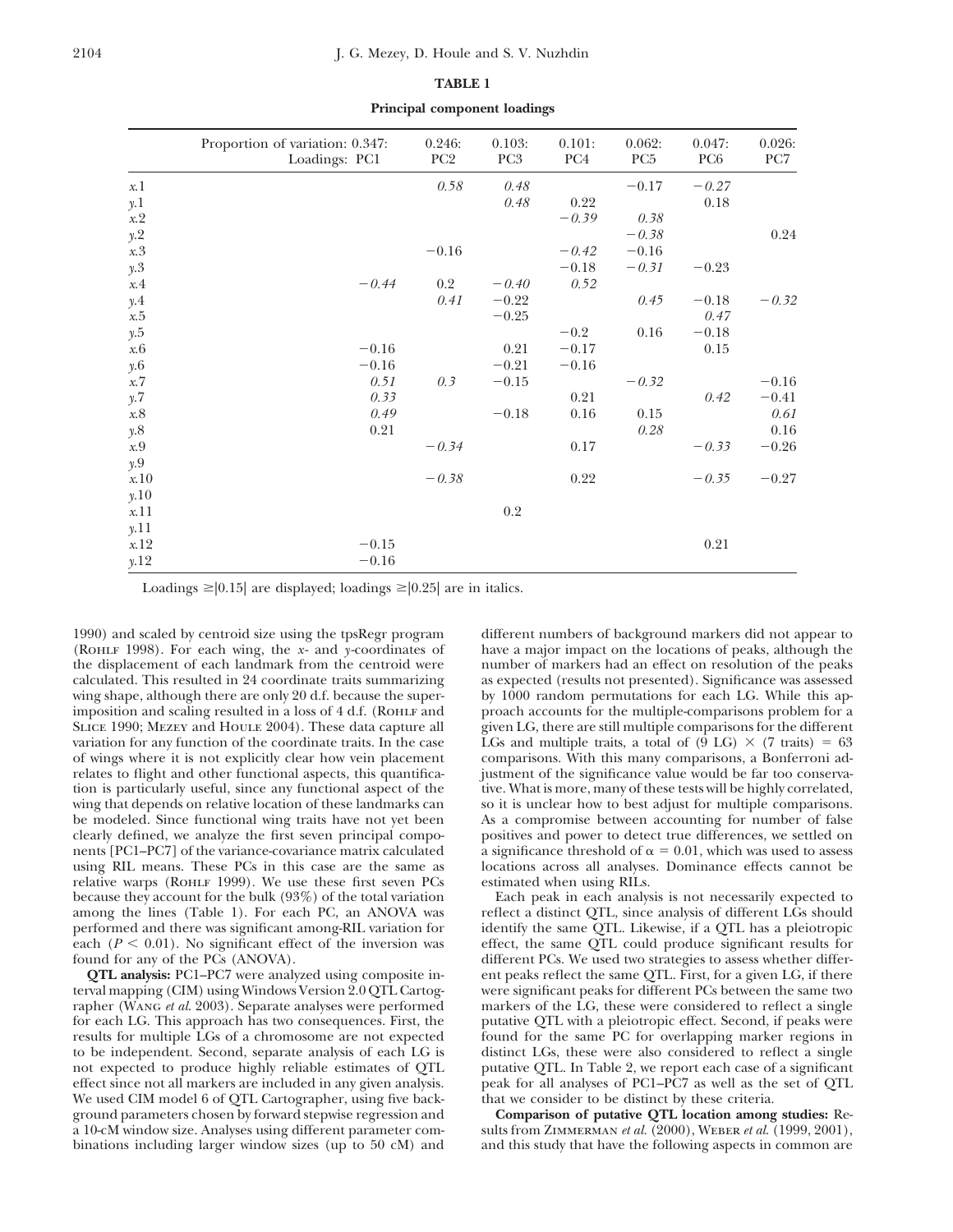**TABLE 1**

**Principal component loadings**

| Proportion of variation: 0.347: Loadings: PC1 | | 0.246: PC2 | 0.103: PC3 | 0.101: PC4 | 0.062: PC5 | 0.047: PC6 | 0.026: PC7 |
|---|---|---|---|---|---|---|---|
| *x*.1 | | *0.58* | *0.48* | | −0.17 | *−0.27* | |
| *y*.1 | | | *0.48* | 0.22 | | 0.18 | |
| *x*.2 | | | | *−0.39* | *0.38* | | |
| *y*.2 | | | | | *−0.38* | | 0.24 |
| *x*.3 | | −0.16 | | *−0.42* | −0.16 | | |
| *y*.3 | | | | −0.18 | *−0.31* | −0.23 | |
| *x*.4 | *−0.44* | 0.2 | *−0.40* | *0.52* | | | |
| *y*.4 | | *0.41* | −0.22 | | *0.45* | −0.18 | *−0.32* |
| *x*.5 | | | −0.25 | | | *0.47* | |
| *y*.5 | | | | −0.2 | 0.16 | −0.18 | |
| *x*.6 | −0.16 | | 0.21 | −0.17 | | 0.15 | |
| *y*.6 | −0.16 | | −0.21 | −0.16 | | | |
| *x*.7 | *0.51* | *0.3* | −0.15 | | *−0.32* | | −0.16 |
| *y*.7 | *0.33* | | | 0.21 | | *0.42* | −0.41 |
| *x*.8 | *0.49* | | −0.18 | 0.16 | 0.15 | | *0.61* |
| *y*.8 | 0.21 | | | | *0.28* | | 0.16 |
| *x*.9 | | *−0.34* | | 0.17 | | *−0.33* | −0.26 |
| *y*.9 | | | | | | | |
| *x*.10 | | *−0.38* | | 0.22 | | *−0.35* | −0.27 |
| *y*.10 | | | | | | | |
| *x*.11 | | | 0.2 | | | | |
| *y*.11 | | | | | | | |
| *x*.12 | −0.15 | | | | | 0.21 | |
| *y*.12 | −0.16 | | | | | | |

Loadings ≥|0.15| are displayed; loadings ≥|0.25| are in italics.

1990) and scaled by centroid size using the tpsRegr program (Rohlf 1998). For each wing, the *x*- and *y*-coordinates of the displacement of each landmark from the centroid were calculated. This resulted in 24 coordinate traits summarizing wing shape, although there are only 20 d.f. because the superimposition and scaling resulted in a loss of 4 d.f. (Rohlf and Slice 1990; Mezey and Houle 2004). These data capture all variation for any function of the coordinate traits. In the case of wings where it is not explicitly clear how vein placement relates to flight and other functional aspects, this quantification is particularly useful, since any functional aspect of the wing that depends on relative location of these landmarks can be modeled. Since functional wing traits have not yet been clearly defined, we analyze the first seven principal components [PC1–PC7] of the variance-covariance matrix calculated using RIL means. These PCs in this case are the same as relative warps (Rohlf 1999). We use these first seven PCs because they account for the bulk (93%) of the total variation among the lines (Table 1). For each PC, an ANOVA was performed and there was significant among-RIL variation for each ($P < 0.01$). No significant effect of the inversion was found for any of the PCs (ANOVA).

**QTL analysis:** PC1–PC7 were analyzed using composite interval mapping (CIM) using Windows Version 2.0 QTL Cartographer (Wang *et al.* 2003). Separate analyses were performed for each LG. This approach has two consequences. First, the results for multiple LGs of a chromosome are not expected to be independent. Second, separate analysis of each LG is not expected to produce highly reliable estimates of QTL effect since not all markers are included in any given analysis. We used CIM model 6 of QTL Cartographer, using five background parameters chosen by forward stepwise regression and a 10-cM window size. Analyses using different parameter combinations including larger window sizes (up to 50 cM) and different numbers of background markers did not appear to have a major impact on the locations of peaks, although the number of markers had an effect on resolution of the peaks as expected (results not presented). Significance was assessed by 1000 random permutations for each LG. While this approach accounts for the multiple-comparisons problem for a given LG, there are still multiple comparisons for the different LGs and multiple traits, a total of (9 LG) × (7 traits) = 63 comparisons. With this many comparisons, a Bonferroni adjustment of the significance value would be far too conservative. What is more, many of these tests will be highly correlated, so it is unclear how to best adjust for multiple comparisons. As a compromise between accounting for number of false positives and power to detect true differences, we settled on a significance threshold of $\alpha = 0.01$, which was used to assess locations across all analyses. Dominance effects cannot be estimated when using RILs.

Each peak in each analysis is not necessarily expected to reflect a distinct QTL, since analysis of different LGs should identify the same QTL. Likewise, if a QTL has a pleiotropic effect, the same QTL could produce significant results for different PCs. We used two strategies to assess whether different peaks reflect the same QTL. First, for a given LG, if there were significant peaks for different PCs between the same two markers of the LG, these were considered to reflect a single putative QTL with a pleiotropic effect. Second, if peaks were found for the same PC for overlapping marker regions in distinct LGs, these were also considered to reflect a single putative QTL. In Table 2, we report each case of a significant peak for all analyses of PC1–PC7 as well as the set of QTL that we consider to be distinct by these criteria.

**Comparison of putative QTL location among studies:** Results from Zimmerman *et al.* (2000), Weber *et al.* (1999, 2001), and this study that have the following aspects in common are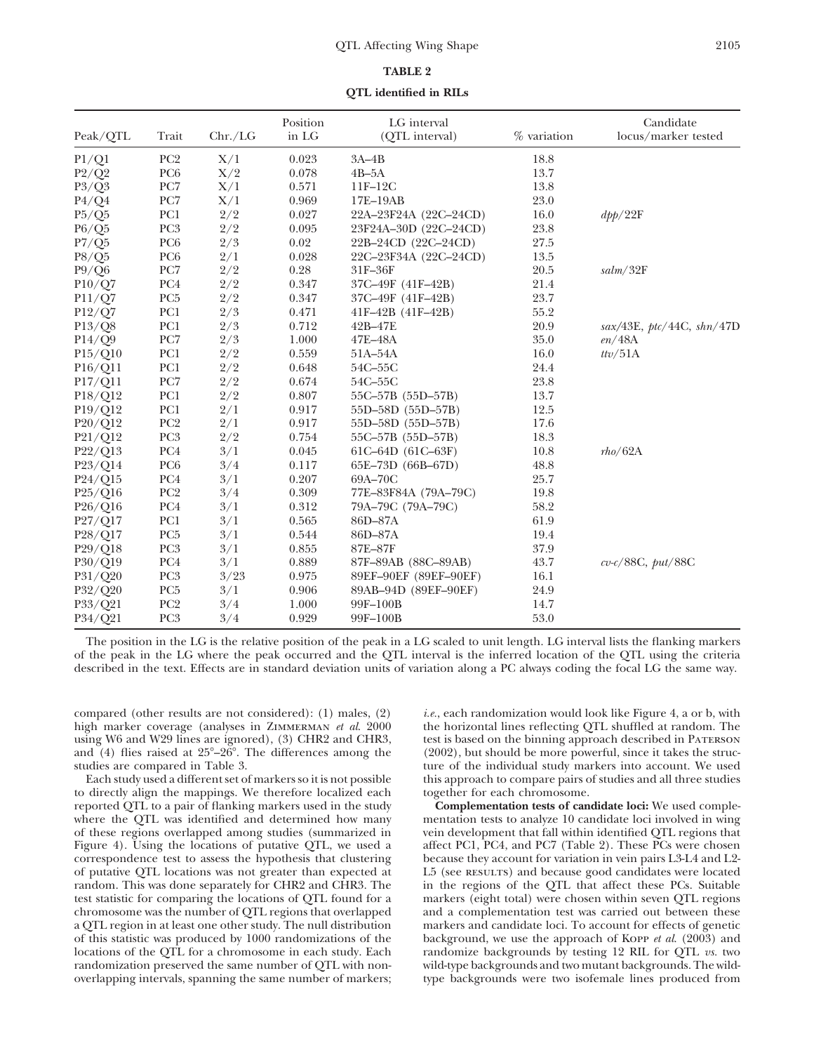**TABLE 2**

**QTL identified in RILs**

| Peak/QTL | Trait | Chr./LG | Position in LG | LG interval (QTL interval) | % variation | Candidate locus/marker tested |
|---|---|---|---|---|---|---|
| P1/Q1 | PC2 | X/1 | 0.023 | 3A–4B | 18.8 | |
| P2/Q2 | PC6 | X/2 | 0.078 | 4B–5A | 13.7 | |
| P3/Q3 | PC7 | X/1 | 0.571 | 11F–12C | 13.8 | |
| P4/Q4 | PC7 | X/1 | 0.969 | 17E–19AB | 23.0 | |
| P5/Q5 | PC1 | 2/2 | 0.027 | 22A–23F24A (22C–24CD) | 16.0 | *dpp*/22F |
| P6/Q5 | PC3 | 2/2 | 0.095 | 23F24A–30D (22C–24CD) | 23.8 | |
| P7/Q5 | PC6 | 2/3 | 0.02 | 22B–24CD (22C–24CD) | 27.5 | |
| P8/Q5 | PC6 | 2/1 | 0.028 | 22C–23F34A (22C–24CD) | 13.5 | |
| P9/Q6 | PC7 | 2/2 | 0.28 | 31F–36F | 20.5 | *salm*/32F |
| P10/Q7 | PC4 | 2/2 | 0.347 | 37C–49F (41F–42B) | 21.4 | |
| P11/Q7 | PC5 | 2/2 | 0.347 | 37C–49F (41F–42B) | 23.7 | |
| P12/Q7 | PC1 | 2/3 | 0.471 | 41F–42B (41F–42B) | 55.2 | |
| P13/Q8 | PC1 | 2/3 | 0.712 | 42B–47E | 20.9 | *sax*/43E, *ptc*/44C, *shn*/47D |
| P14/Q9 | PC7 | 2/3 | 1.000 | 47E–48A | 35.0 | *en*/48A |
| P15/Q10 | PC1 | 2/2 | 0.559 | 51A–54A | 16.0 | *ttv*/51A |
| P16/Q11 | PC1 | 2/2 | 0.648 | 54C–55C | 24.4 | |
| P17/Q11 | PC7 | 2/2 | 0.674 | 54C–55C | 23.8 | |
| P18/Q12 | PC1 | 2/2 | 0.807 | 55C–57B (55D–57B) | 13.7 | |
| P19/Q12 | PC1 | 2/1 | 0.917 | 55D–58D (55D–57B) | 12.5 | |
| P20/Q12 | PC2 | 2/1 | 0.917 | 55D–58D (55D–57B) | 17.6 | |
| P21/Q12 | PC3 | 2/2 | 0.754 | 55C–57B (55D–57B) | 18.3 | |
| P22/Q13 | PC4 | 3/1 | 0.045 | 61C–64D (61C–63F) | 10.8 | *rho*/62A |
| P23/Q14 | PC6 | 3/4 | 0.117 | 65E–73D (66B–67D) | 48.8 | |
| P24/Q15 | PC4 | 3/1 | 0.207 | 69A–70C | 25.7 | |
| P25/Q16 | PC2 | 3/4 | 0.309 | 77E–83F84A (79A–79C) | 19.8 | |
| P26/Q16 | PC4 | 3/1 | 0.312 | 79A–79C (79A–79C) | 58.2 | |
| P27/Q17 | PC1 | 3/1 | 0.565 | 86D–87A | 61.9 | |
| P28/Q17 | PC5 | 3/1 | 0.544 | 86D–87A | 19.4 | |
| P29/Q18 | PC3 | 3/1 | 0.855 | 87E–87F | 37.9 | |
| P30/Q19 | PC4 | 3/1 | 0.889 | 87F–89AB (88C–89AB) | 43.7 | *cv-c*/88C, *put*/88C |
| P31/Q20 | PC3 | 3/23 | 0.975 | 89EF–90EF (89EF–90EF) | 16.1 | |
| P32/Q20 | PC5 | 3/1 | 0.906 | 89AB–94D (89EF–90EF) | 24.9 | |
| P33/Q21 | PC2 | 3/4 | 1.000 | 99F–100B | 14.7 | |
| P34/Q21 | PC3 | 3/4 | 0.929 | 99F–100B | 53.0 | |

The position in the LG is the relative position of the peak in a LG scaled to unit length. LG interval lists the flanking markers of the peak in the LG where the peak occurred and the QTL interval is the inferred location of the QTL using the criteria described in the text. Effects are in standard deviation units of variation along a PC always coding the focal LG the same way.

compared (other results are not considered): (1) males, (2) high marker coverage (analyses in Zimmerman *et al.* 2000 using W6 and W29 lines are ignored), (3) CHR2 and CHR3, and (4) flies raised at 25°–26°. The differences among the studies are compared in Table 3.

Each study used a different set of markers so it is not possible to directly align the mappings. We therefore localized each reported QTL to a pair of flanking markers used in the study where the QTL was identified and determined how many of these regions overlapped among studies (summarized in Figure 4). Using the locations of putative QTL, we used a correspondence test to assess the hypothesis that clustering of putative QTL locations was not greater than expected at random. This was done separately for CHR2 and CHR3. The test statistic for comparing the locations of QTL found for a chromosome was the number of QTL regions that overlapped a QTL region in at least one other study. The null distribution of this statistic was produced by 1000 randomizations of the locations of the QTL for a chromosome in each study. Each randomization preserved the same number of QTL with non-overlapping intervals, spanning the same number of markers; *i.e.*, each randomization would look like Figure 4, a or b, with the horizontal lines reflecting QTL shuffled at random. The test is based on the binning approach described in Paterson (2002), but should be more powerful, since it takes the structure of the individual study markers into account. We used this approach to compare pairs of studies and all three studies together for each chromosome.

**Complementation tests of candidate loci:** We used complementation tests to analyze 10 candidate loci involved in wing vein development that fall within identified QTL regions that affect PC1, PC4, and PC7 (Table 2). These PCs were chosen because they account for variation in vein pairs L3-L4 and L2-L5 (see results) and because good candidates were located in the regions of the QTL that affect these PCs. Suitable markers (eight total) were chosen within seven QTL regions and a complementation test was carried out between these markers and candidate loci. To account for effects of genetic background, we use the approach of Kopp *et al.* (2003) and randomize backgrounds by testing 12 RIL for QTL *vs.* two wild-type backgrounds and two mutant backgrounds. The wild-type backgrounds were two isofemale lines produced from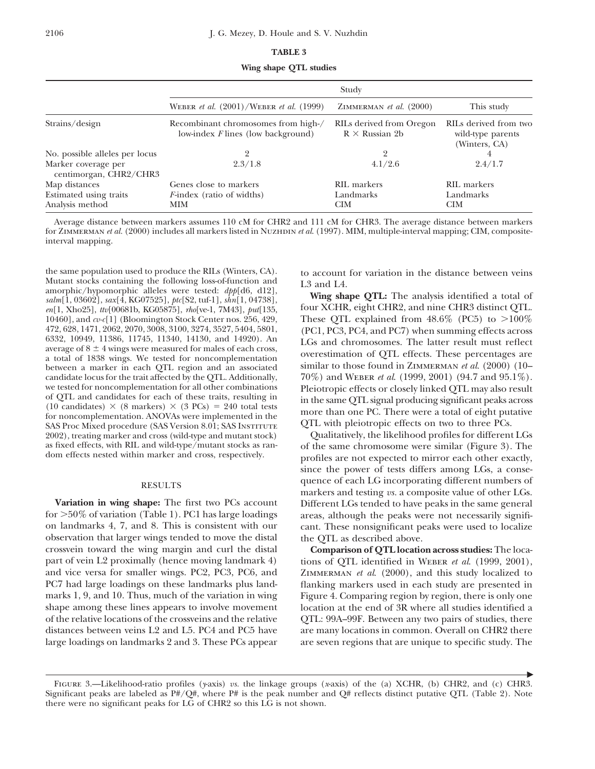**TABLE 3**

**Wing shape QTL studies**

| | Study | | |
|---|---|---|---|
| | Weber *et al.* (2001)/Weber *et al.* (1999) | Zimmerman *et al.* (2000) | This study |
| Strains/design | Recombinant chromosomes from high-/low-index *F* lines (low background) | RILs derived from Oregon R × Russian 2b | RILs derived from two wild-type parents (Winters, CA) |
| No. possible alleles per locus | 2 | 2 | 4 |
| Marker coverage per centimorgan, CHR2/CHR3 | 2.3/1.8 | 4.1/2.6 | 2.4/1.7 |
| Map distances | Genes close to markers | RIL markers | RIL markers |
| Estimated using traits | *F*-index (ratio of widths) | Landmarks | Landmarks |
| Analysis method | MIM | CIM | CIM |

Average distance between markers assumes 110 cM for CHR2 and 111 cM for CHR3. The average distance between markers for Zimmerman *et al.* (2000) includes all markers listed in Nuzhdin *et al.* (1997). MIM, multiple-interval mapping; CIM, composite-interval mapping.

the same population used to produce the RILs (Winters, CA). Mutant stocks containing the following loss-of-function and amorphic/hypomorphic alleles were tested: *dpp*[d6, d12], *salm*[1, 03602], *sax*[4, KG07525], *ptc*[S2, tuf-1], *shn*[1, 04738], *en*[1, Xho25], *ttv*[00681b, KG05875], *rho*[ve-1, 7M43], *put*[135, 10460], and *cv-c*[1] (Bloomington Stock Center nos. 256, 429, 472, 628, 1471, 2062, 2070, 3008, 3100, 3274, 3527, 5404, 5801, 6332, 10949, 11386, 11745, 11340, 14130, and 14920). An average of 8 ± 4 wings were measured for males of each cross, a total of 1838 wings. We tested for noncomplementation between a marker in each QTL region and an associated candidate locus for the trait affected by the QTL. Additionally, we tested for noncomplementation for all other combinations of QTL and candidates for each of these traits, resulting in (10 candidates) × (8 markers) × (3 PCs) = 240 total tests for noncomplementation. ANOVAs were implemented in the SAS Proc Mixed procedure (SAS Version 8.01; SAS Institute 2002), treating marker and cross (wild-type and mutant stock) as fixed effects, with RIL and wild-type/mutant stocks as random effects nested within marker and cross, respectively.

## RESULTS

**Variation in wing shape:** The first two PCs account for >50% of variation (Table 1). PC1 has large loadings on landmarks 4, 7, and 8. This is consistent with our observation that larger wings tended to move the distal crossvein toward the wing margin and curl the distal part of vein L2 proximally (hence moving landmark 4) and vice versa for smaller wings. PC2, PC3, PC6, and PC7 had large loadings on these landmarks plus landmarks 1, 9, and 10. Thus, much of the variation in wing shape among these lines appears to involve movement of the relative locations of the crossveins and the relative distances between veins L2 and L5. PC4 and PC5 have large loadings on landmarks 2 and 3. These PCs appear to account for variation in the distance between veins L3 and L4.

**Wing shape QTL:** The analysis identified a total of four XCHR, eight CHR2, and nine CHR3 distinct QTL. These QTL explained from 48.6% (PC5) to >100% (PC1, PC3, PC4, and PC7) when summing effects across LGs and chromosomes. The latter result must reflect overestimation of QTL effects. These percentages are similar to those found in Zimmerman *et al.* (2000) (10–70%) and Weber *et al.* (1999, 2001) (94.7 and 95.1%). Pleiotropic effects or closely linked QTL may also result in the same QTL signal producing significant peaks across more than one PC. There were a total of eight putative QTL with pleiotropic effects on two to three PCs.

Qualitatively, the likelihood profiles for different LGs of the same chromosome were similar (Figure 3). The profiles are not expected to mirror each other exactly, since the power of tests differs among LGs, a consequence of each LG incorporating different numbers of markers and testing *vs.* a composite value of other LGs. Different LGs tended to have peaks in the same general areas, although the peaks were not necessarily significant. These nonsignificant peaks were used to localize the QTL as described above.

**Comparison of QTL location across studies:** The locations of QTL identified in Weber *et al.* (1999, 2001), Zimmerman *et al.* (2000), and this study localized to flanking markers used in each study are presented in Figure 4. Comparing region by region, there is only one location at the end of 3R where all studies identified a QTL: 99A–99F. Between any two pairs of studies, there are many locations in common. Overall on CHR2 there are seven regions that are unique to specific study. The

Figure 3.—Likelihood-ratio profiles (*y*-axis) *vs.* the linkage groups (*x*-axis) of the (a) XCHR, (b) CHR2, and (c) CHR3. Significant peaks are labeled as P#/Q#, where P# is the peak number and Q# reflects distinct putative QTL (Table 2). Note there were no significant peaks for LG of CHR2 so this LG is not shown.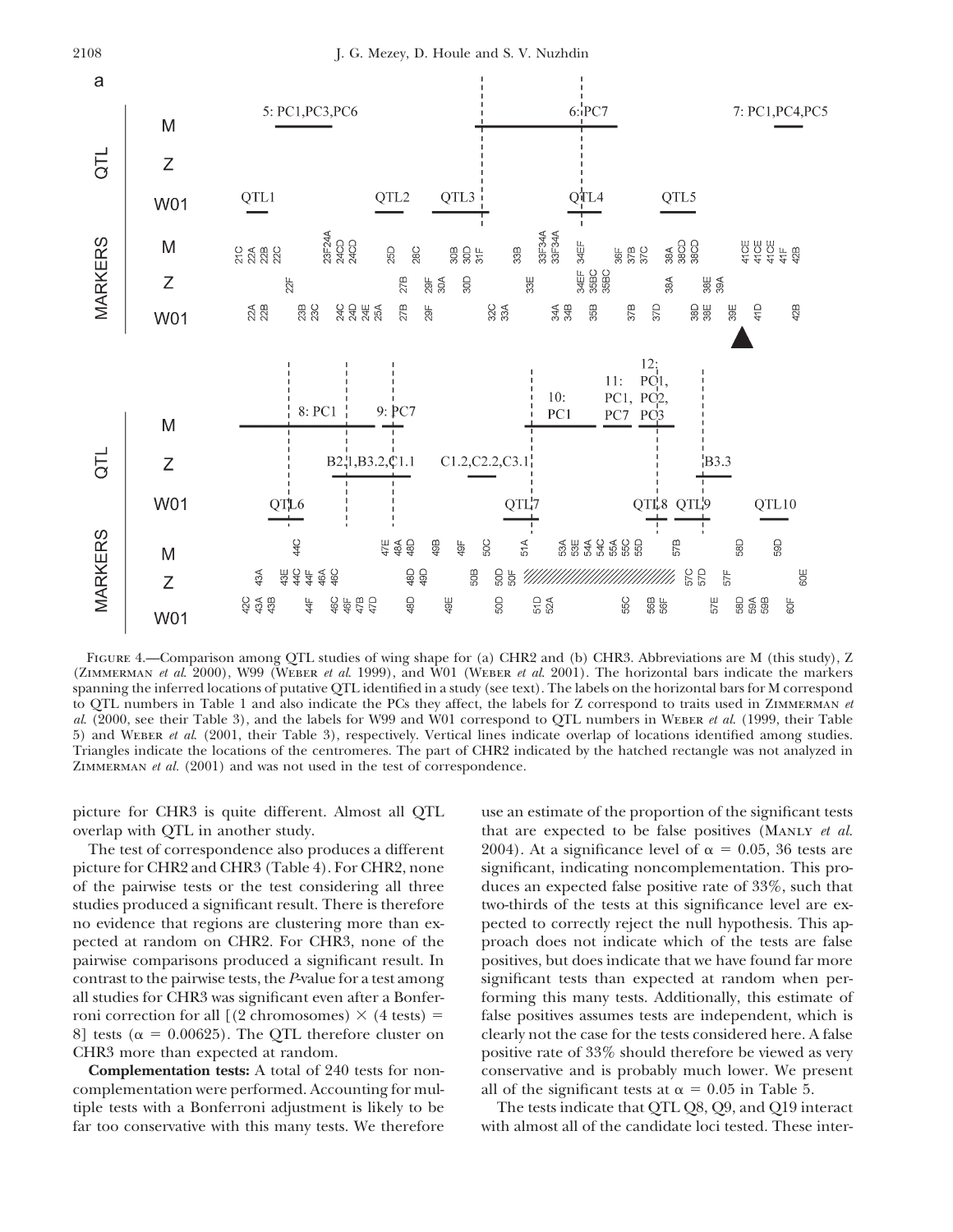Figure 4.—Comparison among QTL studies of wing shape for (a) CHR2 and (b) CHR3. Abbreviations are M (this study), Z (Zimmerman *et al.* 2000), W99 (Weber *et al.* 1999), and W01 (Weber *et al.* 2001). The horizontal bars indicate the markers spanning the inferred locations of putative QTL identified in a study (see text). The labels on the horizontal bars for M correspond to QTL numbers in Table 1 and also indicate the PCs they affect, the labels for Z correspond to traits used in Zimmerman *et al.* (2000, see their Table 3), and the labels for W99 and W01 correspond to QTL numbers in Weber *et al.* (1999, their Table 5) and Weber *et al.* (2001, their Table 3), respectively. Vertical lines indicate overlap of locations identified among studies. Triangles indicate the locations of the centromeres. The part of CHR2 indicated by the hatched rectangle was not analyzed in Zimmerman *et al.* (2001) and was not used in the test of correspondence.

picture for CHR3 is quite different. Almost all QTL overlap with QTL in another study.

The test of correspondence also produces a different picture for CHR2 and CHR3 (Table 4). For CHR2, none of the pairwise tests or the test considering all three studies produced a significant result. There is therefore no evidence that regions are clustering more than expected at random on CHR2. For CHR3, none of the pairwise comparisons produced a significant result. In contrast to the pairwise tests, the *P*-value for a test among all studies for CHR3 was significant even after a Bonferroni correction for all [(2 chromosomes) × (4 tests) = 8] tests ($\alpha = 0.00625$). The QTL therefore cluster on CHR3 more than expected at random.

**Complementation tests:** A total of 240 tests for noncomplementation were performed. Accounting for multiple tests with a Bonferroni adjustment is likely to be far too conservative with this many tests. We therefore use an estimate of the proportion of the significant tests that are expected to be false positives (Manly *et al.* 2004). At a significance level of $\alpha = 0.05$, 36 tests are significant, indicating noncomplementation. This produces an expected false positive rate of 33%, such that two-thirds of the tests at this significance level are expected to correctly reject the null hypothesis. This approach does not indicate which of the tests are false positives, but does indicate that we have found far more significant tests than expected at random when performing this many tests. Additionally, this estimate of false positives assumes tests are independent, which is clearly not the case for the tests considered here. A false positive rate of 33% should therefore be viewed as very conservative and is probably much lower. We present all of the significant tests at $\alpha = 0.05$ in Table 5.

The tests indicate that QTL Q8, Q9, and Q19 interact with almost all of the candidate loci tested. These inter-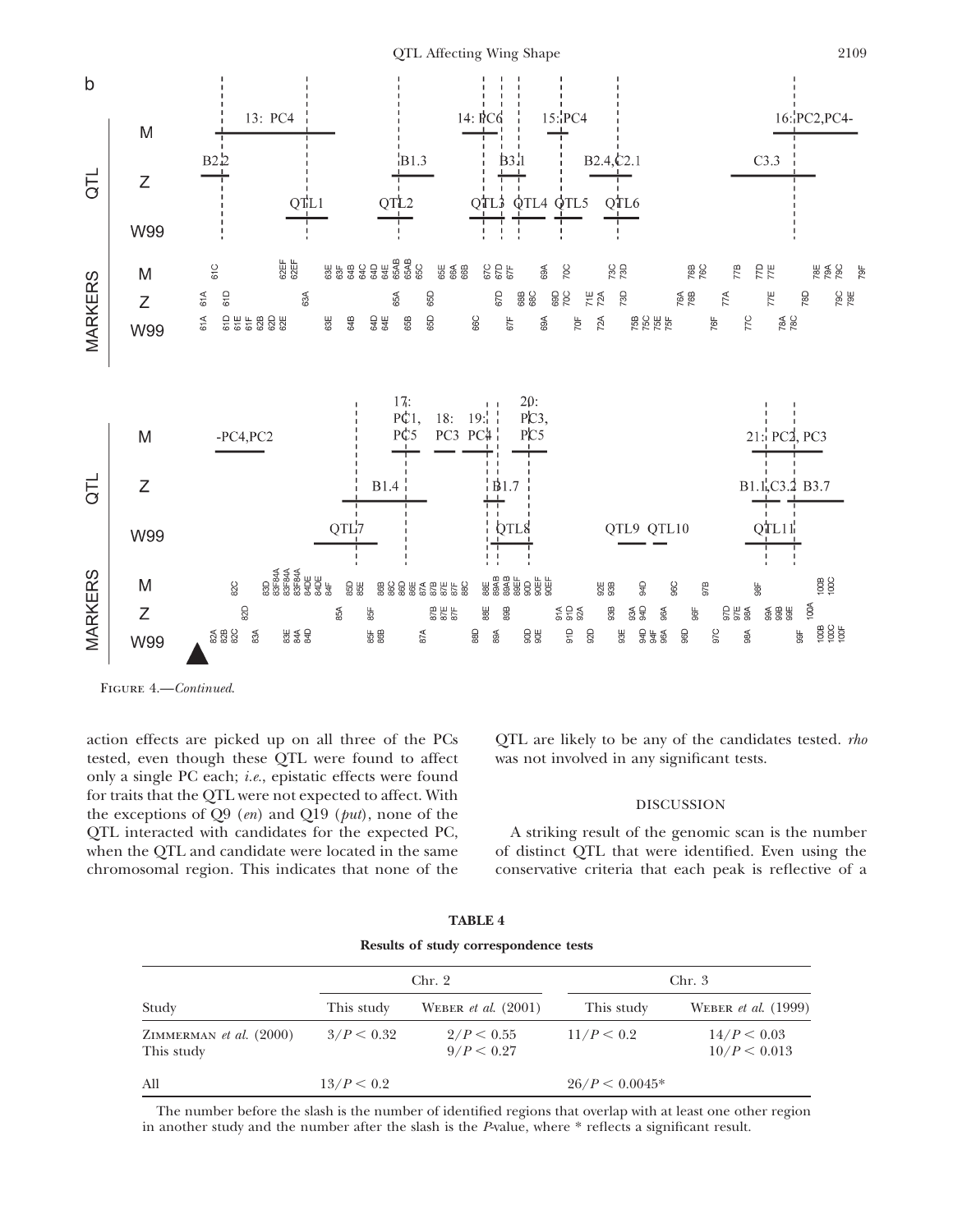FIGURE 4.—*Continued.*

action effects are picked up on all three of the PCs tested, even though these QTL were found to affect only a single PC each; *i.e.*, epistatic effects were found for traits that the QTL were not expected to affect. With the exceptions of Q9 (*en*) and Q19 (*put*), none of the QTL interacted with candidates for the expected PC, when the QTL and candidate were located in the same chromosomal region. This indicates that none of the QTL are likely to be any of the candidates tested. *rho* was not involved in any significant tests.

## DISCUSSION

A striking result of the genomic scan is the number of distinct QTL that were identified. Even using the conservative criteria that each peak is reflective of a

**TABLE 4**

**Results of study correspondence tests**

| Study | Chr. 2 | | Chr. 3 | |
|---|---|---|---|---|
| | This study | WEBER *et al.* (2001) | This study | WEBER *et al.* (1999) |
| ZIMMERMAN *et al.* (2000) | $3/P < 0.32$ | $2/P < 0.55$ | $11/P < 0.2$ | $14/P < 0.03$ |
| This study | | $9/P < 0.27$ | | $10/P < 0.013$ |
| All | $13/P < 0.2$ | | $26/P < 0.0045$* | |

The number before the slash is the number of identified regions that overlap with at least one other region in another study and the number after the slash is the *P*-value, where * reflects a significant result.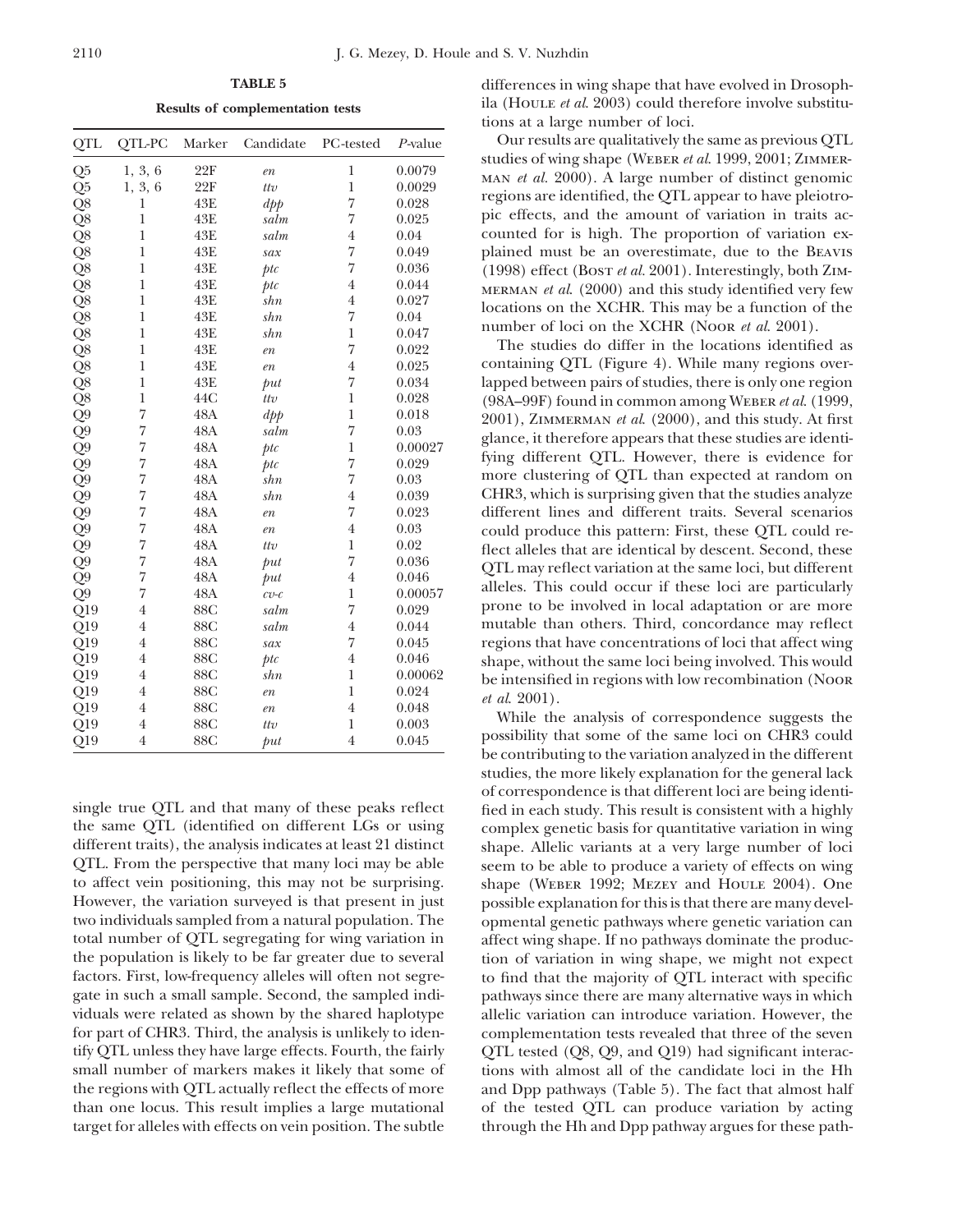**TABLE 5**

**Results of complementation tests**

| QTL | QTL-PC | Marker | Candidate | PC-tested | *P*-value |
|---|---|---|---|---|---|
| Q5 | 1, 3, 6 | 22F | *en* | 1 | 0.0079 |
| Q5 | 1, 3, 6 | 22F | *ttv* | 1 | 0.0029 |
| Q8 | 1 | 43E | *dpp* | 7 | 0.028 |
| Q8 | 1 | 43E | *salm* | 7 | 0.025 |
| Q8 | 1 | 43E | *salm* | 4 | 0.04 |
| Q8 | 1 | 43E | *sax* | 7 | 0.049 |
| Q8 | 1 | 43E | *ptc* | 7 | 0.036 |
| Q8 | 1 | 43E | *ptc* | 4 | 0.044 |
| Q8 | 1 | 43E | *shn* | 4 | 0.027 |
| Q8 | 1 | 43E | *shn* | 7 | 0.04 |
| Q8 | 1 | 43E | *shn* | 1 | 0.047 |
| Q8 | 1 | 43E | *en* | 7 | 0.022 |
| Q8 | 1 | 43E | *en* | 4 | 0.025 |
| Q8 | 1 | 43E | *put* | 7 | 0.034 |
| Q8 | 1 | 44C | *ttv* | 1 | 0.028 |
| Q9 | 7 | 48A | *dpp* | 1 | 0.018 |
| Q9 | 7 | 48A | *salm* | 7 | 0.03 |
| Q9 | 7 | 48A | *ptc* | 1 | 0.00027 |
| Q9 | 7 | 48A | *ptc* | 7 | 0.029 |
| Q9 | 7 | 48A | *shn* | 7 | 0.03 |
| Q9 | 7 | 48A | *shn* | 4 | 0.039 |
| Q9 | 7 | 48A | *en* | 7 | 0.023 |
| Q9 | 7 | 48A | *en* | 4 | 0.03 |
| Q9 | 7 | 48A | *ttv* | 1 | 0.02 |
| Q9 | 7 | 48A | *put* | 7 | 0.036 |
| Q9 | 7 | 48A | *put* | 4 | 0.046 |
| Q9 | 7 | 48A | *cv-c* | 1 | 0.00057 |
| Q19 | 4 | 88C | *salm* | 7 | 0.029 |
| Q19 | 4 | 88C | *salm* | 4 | 0.044 |
| Q19 | 4 | 88C | *sax* | 7 | 0.045 |
| Q19 | 4 | 88C | *ptc* | 4 | 0.046 |
| Q19 | 4 | 88C | *shn* | 1 | 0.00062 |
| Q19 | 4 | 88C | *en* | 1 | 0.024 |
| Q19 | 4 | 88C | *en* | 4 | 0.048 |
| Q19 | 4 | 88C | *ttv* | 1 | 0.003 |
| Q19 | 4 | 88C | *put* | 4 | 0.045 |

single true QTL and that many of these peaks reflect the same QTL (identified on different LGs or using different traits), the analysis indicates at least 21 distinct QTL. From the perspective that many loci may be able to affect vein positioning, this may not be surprising. However, the variation surveyed is that present in just two individuals sampled from a natural population. The total number of QTL segregating for wing variation in the population is likely to be far greater due to several factors. First, low-frequency alleles will often not segregate in such a small sample. Second, the sampled individuals were related as shown by the shared haplotype for part of CHR3. Third, the analysis is unlikely to identify QTL unless they have large effects. Fourth, the fairly small number of markers makes it likely that some of the regions with QTL actually reflect the effects of more than one locus. This result implies a large mutational target for alleles with effects on vein position. The subtle differences in wing shape that have evolved in Drosophila (Houle *et al.* 2003) could therefore involve substitutions at a large number of loci.

Our results are qualitatively the same as previous QTL studies of wing shape (Weber *et al.* 1999, 2001; Zimmerman *et al.* 2000). A large number of distinct genomic regions are identified, the QTL appear to have pleiotropic effects, and the amount of variation in traits accounted for is high. The proportion of variation explained must be an overestimate, due to the Beavis (1998) effect (Bost *et al.* 2001). Interestingly, both Zimmerman *et al.* (2000) and this study identified very few locations on the XCHR. This may be a function of the number of loci on the XCHR (Noor *et al.* 2001).

The studies do differ in the locations identified as containing QTL (Figure 4). While many regions overlapped between pairs of studies, there is only one region (98A–99F) found in common among Weber *et al.* (1999, 2001), Zimmerman *et al.* (2000), and this study. At first glance, it therefore appears that these studies are identifying different QTL. However, there is evidence for more clustering of QTL than expected at random on CHR3, which is surprising given that the studies analyze different lines and different traits. Several scenarios could produce this pattern: First, these QTL could reflect alleles that are identical by descent. Second, these QTL may reflect variation at the same loci, but different alleles. This could occur if these loci are particularly prone to be involved in local adaptation or are more mutable than others. Third, concordance may reflect regions that have concentrations of loci that affect wing shape, without the same loci being involved. This would be intensified in regions with low recombination (Noor *et al.* 2001).

While the analysis of correspondence suggests the possibility that some of the same loci on CHR3 could be contributing to the variation analyzed in the different studies, the more likely explanation for the general lack of correspondence is that different loci are being identified in each study. This result is consistent with a highly complex genetic basis for quantitative variation in wing shape. Allelic variants at a very large number of loci seem to be able to produce a variety of effects on wing shape (Weber 1992; Mezey and Houle 2004). One possible explanation for this is that there are many developmental genetic pathways where genetic variation can affect wing shape. If no pathways dominate the production of variation in wing shape, we might not expect to find that the majority of QTL interact with specific pathways since there are many alternative ways in which allelic variation can introduce variation. However, the complementation tests revealed that three of the seven QTL tested (Q8, Q9, and Q19) had significant interactions with almost all of the candidate loci in the Hh and Dpp pathways (Table 5). The fact that almost half of the tested QTL can produce variation by acting through the Hh and Dpp pathway argues for these path-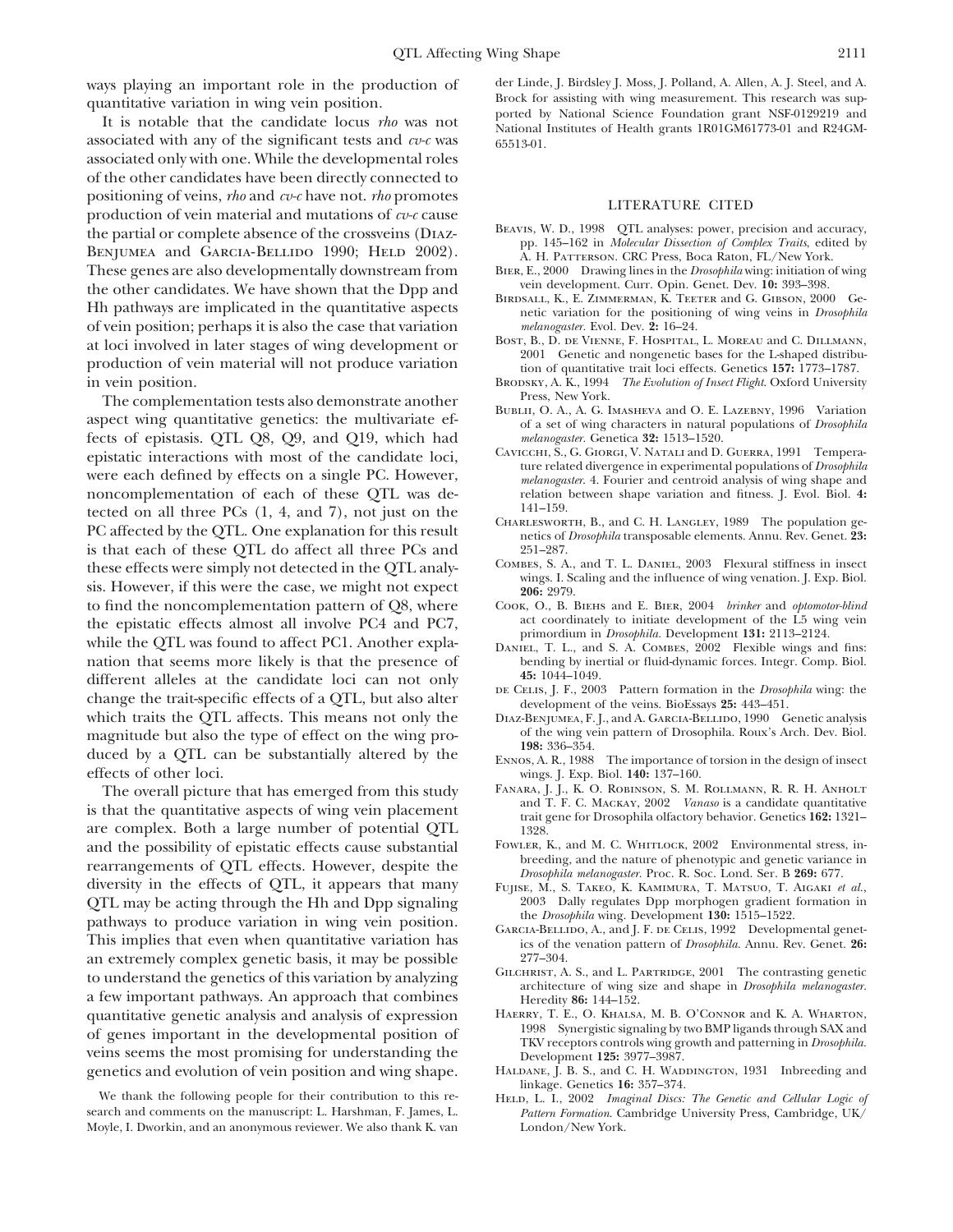ways playing an important role in the production of quantitative variation in wing vein position.

It is notable that the candidate locus *rho* was not associated with any of the significant tests and *cv-c* was associated only with one. While the developmental roles of the other candidates have been directly connected to positioning of veins, *rho* and *cv-c* have not. *rho* promotes production of vein material and mutations of *cv-c* cause the partial or complete absence of the crossveins (Diaz-Benjumea and Garcia-Bellido 1990; Held 2002). These genes are also developmentally downstream from the other candidates. We have shown that the Dpp and Hh pathways are implicated in the quantitative aspects of vein position; perhaps it is also the case that variation at loci involved in later stages of wing development or production of vein material will not produce variation in vein position.

The complementation tests also demonstrate another aspect wing quantitative genetics: the multivariate effects of epistasis. QTL Q8, Q9, and Q19, which had epistatic interactions with most of the candidate loci, were each defined by effects on a single PC. However, noncomplementation of each of these QTL was detected on all three PCs (1, 4, and 7), not just on the PC affected by the QTL. One explanation for this result is that each of these QTL do affect all three PCs and these effects were simply not detected in the QTL analysis. However, if this were the case, we might not expect to find the noncomplementation pattern of Q8, where the epistatic effects almost all involve PC4 and PC7, while the QTL was found to affect PC1. Another explanation that seems more likely is that the presence of different alleles at the candidate loci can not only change the trait-specific effects of a QTL, but also alter which traits the QTL affects. This means not only the magnitude but also the type of effect on the wing produced by a QTL can be substantially altered by the effects of other loci.

The overall picture that has emerged from this study is that the quantitative aspects of wing vein placement are complex. Both a large number of potential QTL and the possibility of epistatic effects cause substantial rearrangements of QTL effects. However, despite the diversity in the effects of QTL, it appears that many QTL may be acting through the Hh and Dpp signaling pathways to produce variation in wing vein position. This implies that even when quantitative variation has an extremely complex genetic basis, it may be possible to understand the genetics of this variation by analyzing a few important pathways. An approach that combines quantitative genetic analysis and analysis of expression of genes important in the developmental position of veins seems the most promising for understanding the genetics and evolution of vein position and wing shape.

We thank the following people for their contribution to this research and comments on the manuscript: L. Harshman, F. James, L. Moyle, I. Dworkin, and an anonymous reviewer. We also thank K. van der Linde, J. Birdsley J. Moss, J. Polland, A. Allen, A. J. Steel, and A. Brock for assisting with wing measurement. This research was supported by National Science Foundation grant NSF-0129219 and National Institutes of Health grants 1R01GM61773-01 and R24GM-65513-01.

## LITERATURE CITED

Beavis, W. D., 1998 QTL analyses: power, precision and accuracy, pp. 145–162 in *Molecular Dissection of Complex Traits*, edited by A. H. Patterson. CRC Press, Boca Raton, FL/New York.

Bier, E., 2000 Drawing lines in the *Drosophila* wing: initiation of wing vein development. Curr. Opin. Genet. Dev. **10:** 393–398.

Birdsall, K., E. Zimmerman, K. Teeter and G. Gibson, 2000 Genetic variation for the positioning of wing veins in *Drosophila melanogaster*. Evol. Dev. **2:** 16–24.

Bost, B., D. de Vienne, F. Hospital, L. Moreau and C. Dillmann, 2001 Genetic and nongenetic bases for the L-shaped distribution of quantitative trait loci effects. Genetics **157:** 1773–1787.

Brodsky, A. K., 1994 *The Evolution of Insect Flight*. Oxford University Press, New York.

Bubli, O. A., A. G. Imasheva and O. E. Lazebny, 1996 Variation of a set of wing characters in natural populations of *Drosophila melanogaster*. Genetica **32:** 1513–1520.

Cavicchi, S., G. Giorgi, V. Natali and D. Guerra, 1991 Temperature related divergence in experimental populations of *Drosophila melanogaster*. 4. Fourier and centroid analysis of wing shape and relation between shape variation and fitness. J. Evol. Biol. **4:** 141–159.

Charlesworth, B., and C. H. Langley, 1989 The population genetics of *Drosophila* transposable elements. Annu. Rev. Genet. **23:** 251–287.

Combes, S. A., and T. L. Daniel, 2003 Flexural stiffness in insect wings. I. Scaling and the influence of wing venation. J. Exp. Biol. **206:** 2979.

Cook, O., B. Biehs and E. Bier, 2004 *brinker* and *optomotor-blind* act coordinately to initiate development of the L5 wing vein primordium in *Drosophila*. Development **131:** 2113–2124.

Daniel, T. L., and S. A. Combes, 2002 Flexible wings and fins: bending by inertial or fluid-dynamic forces. Integr. Comp. Biol. **45:** 1044–1049.

de Celis, J. F., 2003 Pattern formation in the *Drosophila* wing: the development of the veins. BioEssays **25:** 443–451.

Diaz-Benjumea, F. J., and A. Garcia-Bellido, 1990 Genetic analysis of the wing vein pattern of Drosophila. Roux's Arch. Dev. Biol. **198:** 336–354.

Ennos, A. R., 1988 The importance of torsion in the design of insect wings. J. Exp. Biol. **140:** 137–160.

Fanara, J. J., K. O. Robinson, S. M. Rollmann, R. R. H. Anholt and T. F. C. Mackay, 2002 *Vanaso* is a candidate quantitative trait gene for Drosophila olfactory behavior. Genetics **162:** 1321–1328.

Fowler, K., and M. C. Whitlock, 2002 Environmental stress, inbreeding, and the nature of phenotypic and genetic variance in *Drosophila melanogaster*. Proc. R. Soc. Lond. Ser. B **269:** 677.

Fujise, M., S. Takeo, K. Kamimura, T. Matsuo, T. Aigaki *et al.*, 2003 Dally regulates Dpp morphogen gradient formation in the *Drosophila* wing. Development **130:** 1515–1522.

Garcia-Bellido, A., and J. F. de Celis, 1992 Developmental genetics of the venation pattern of *Drosophila*. Annu. Rev. Genet. **26:** 277–304.

Gilchrist, A. S., and L. Partridge, 2001 The contrasting genetic architecture of wing size and shape in *Drosophila melanogaster*. Heredity **86:** 144–152.

Haerry, T. E., O. Khalsa, M. B. O'Connor and K. A. Wharton, 1998 Synergistic signaling by two BMP ligands through SAX and TKV receptors controls wing growth and patterning in *Drosophila*. Development **125:** 3977–3987.

Haldane, J. B. S., and C. H. Waddington, 1931 Inbreeding and linkage. Genetics **16:** 357–374.

Held, L. I., 2002 *Imaginal Discs: The Genetic and Cellular Logic of Pattern Formation*. Cambridge University Press, Cambridge, UK/London/New York.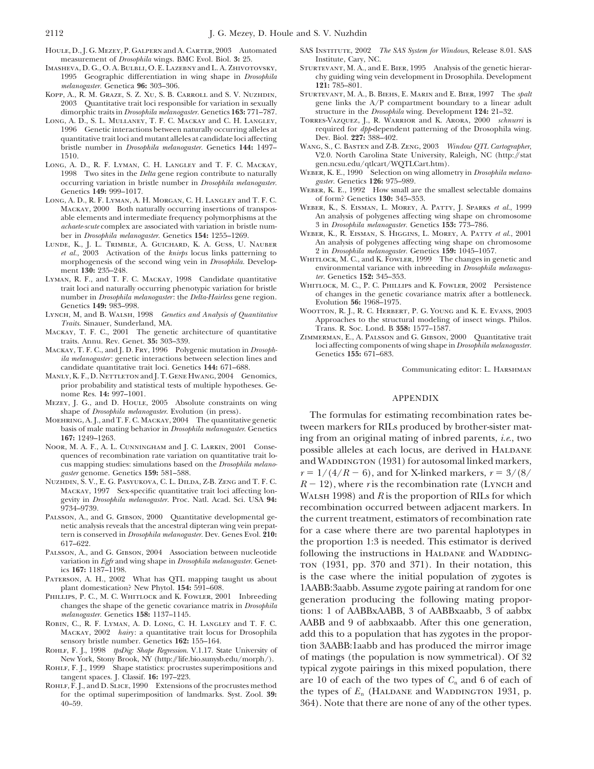Houle, D., J. G. Mezey, P. Galpern and A. Carter, 2003 Automated measurement of *Drosophila* wings. BMC Evol. Biol. **3:** 25.

Imasheva, D. G., O. A. Bulbli, O. E. Lazebny and L. A. Zhivotovsky, 1995 Geographic differentiation in wing shape in *Drosophila melanogaster*. Genetica **96:** 303–306.

Kopp, A., R. M. Graze, S. Z. Xu, S. B. Carroll and S. V. Nuzhdin, 2003 Quantitative trait loci responsible for variation in sexually dimorphic traits in *Drosophila melanogaster*. Genetics **163:** 771–787.

Long, A. D., S. L. Mullaney, T. F. C. Mackay and C. H. Langley, 1996 Genetic interactions between naturally occurring alleles at quantitative trait loci and mutant alleles at candidate loci affecting bristle number in *Drosophila melanogaster*. Genetics **144:** 1497–1510.

Long, A. D., R. F. Lyman, C. H. Langley and T. F. C. Mackay, 1998 Two sites in the *Delta* gene region contribute to naturally occurring variation in bristle number in *Drosophila melanogaster*. Genetics **149:** 999–1017.

Long, A. D., R. F. Lyman, A. H. Morgan, C. H. Langley and T. F. C. Mackay, 2000 Both naturally occurring insertions of transposable elements and intermediate frequency polymorphisms at the *achaete-scute* complex are associated with variation in bristle number in *Drosophila melanogaster*. Genetics **154:** 1255–1269.

Lunde, K., J. L. Trimble, A. Guichard, K. A. Guss, U. Nauber *et al.*, 2003 Activation of the *knirps* locus links patterning to morphogenesis of the second wing vein in *Drosophila*. Development **130:** 235–248.

Lyman, R. F., and T. F. C. Mackay, 1998 Candidate quantitative trait loci and naturally occurring phenotypic variation for bristle number in *Drosophila melanogaster*: the *Delta-Hairless* gene region. Genetics **149:** 983–998.

Lynch, M, and B. Walsh, 1998 *Genetics and Analysis of Quantitative Traits*. Sinauer, Sunderland, MA.

Mackay, T. F. C., 2001 The genetic architecture of quantitative traits. Annu. Rev. Genet. **35:** 303–339.

Mackay, T. F. C., and J. D. Fry, 1996 Polygenic mutation in *Drosophila melanogaster*: genetic interactions between selection lines and candidate quantitative trait loci. Genetics **144:** 671–688.

Manly, K. F., D. Nettleton and J. T. Gene Hwang, 2004 Genomics, prior probability and statistical tests of multiple hypotheses. Genome Res. **14:** 997–1001.

Mezey, J. G., and D. Houle, 2005 Absolute constraints on wing shape of *Drosophila melanogaster*. Evolution (in press).

Moehring, A. J., and T. F. C. Mackay, 2004 The quantitative genetic basis of male mating behavior in *Drosophila melanogaster*. Genetics **167:** 1249–1263.

Noor, M. A. F., A. L. Cunningham and J. C. Larkin, 2001 Consequences of recombination rate variation on quantitative trait locus mapping studies: simulations based on the *Drosophila melanogaster* genome. Genetics **159:** 581–588.

Nuzhdin, S. V., E. G. Pasyukova, C. L. Dilda, Z-B. Zeng and T. F. C. Mackay, 1997 Sex-specific quantitative trait loci affecting longevity in *Drosophila melanogaster*. Proc. Natl. Acad. Sci. USA **94:** 9734–9739.

Palsson, A., and G. Gibson, 2000 Quantitative developmental genetic analysis reveals that the ancestral dipteran wing vein prepattern is conserved in *Drosophila melanogaster*. Dev. Genes Evol. **210:** 617–622.

Palsson, A., and G. Gibson, 2004 Association between nucleotide variation in *Egfr* and wing shape in *Drosophila melanogaster*. Genetics **167:** 1187–1198.

Paterson, A. H., 2002 What has QTL mapping taught us about plant domestication? New Phytol. **154:** 591–608.

Phillips, P. C., M. C. Whitlock and K. Fowler, 2001 Inbreeding changes the shape of the genetic covariance matrix in *Drosophila melanogaster*. Genetics **158:** 1137–1145.

Robin, C., R. F. Lyman, A. D. Long, C. H. Langley and T. F. C. Mackay, 2002 *hairy*: a quantitative trait locus for Drosophila sensory bristle number. Genetics **162:** 155–164.

Rohlf, F. J., 1998 *tpsDig: Shape Regression*. V.1.17. State University of New York, Stony Brook, NY (http://life.bio.sunysb.edu/morph/).

Rohlf, F. J., 1999 Shape statistics: procrustes superimpositions and tangent spaces. J. Classif. **16:** 197–223.

Rohlf, F. J., and D. Slice, 1990 Extensions of the procrustes method for the optimal superimposition of landmarks. Syst. Zool. **39:** 40–59.

SAS Institute, 2002 *The SAS System for Windows*, Release 8.01. SAS Institute, Cary, NC.

Sturtevant, M. A., and E. Bier, 1995 Analysis of the genetic hierarchy guiding wing vein development in Drosophila. Development **121:** 785–801.

Sturtevant, M. A., B. Biehs, E. Marin and E. Bier, 1997 The *spalt* gene links the A/P compartment boundary to a linear adult structure in the *Drosophila* wing. Development **124:** 21–32.

Torres-Vazquez, J., R. Warrior and K. Arora, 2000 *schnurri* is required for *dpp*-dependent patterning of the Drosophila wing. Dev. Biol. **227:** 388–402.

Wang, S., C. Basten and Z-B. Zeng, 2003 *Window QTL Cartographer*, V2.0. North Carolina State University, Raleigh, NC (http://statgen.ncsu.edu/qtlcart/WQTLCart.htm).

Weber, K. E., 1990 Selection on wing allometry in *Drosophila melanogaster*. Genetics **126:** 975–989.

Weber, K. E., 1992 How small are the smallest selectable domains of form? Genetics **130:** 345–353.

Weber, K., S. Eisman, L. Morey, A. Patty, J. Sparks *et al.*, 1999 An analysis of polygenes affecting wing shape on chromosome 3 in *Drosophila melanogaster*. Genetics **153:** 773–786.

Weber, K., R. Eisman, S. Higgins, L. Morey, A. Patty *et al.*, 2001 An analysis of polygenes affecting wing shape on chromosome 2 in *Drosophila melanogaster*. Genetics **159:** 1045–1057.

Whitlock, M. C., and K. Fowler, 1999 The changes in genetic and environmental variance with inbreeding in *Drosophila melanogaster*. Genetics **152:** 345–353.

Whitlock, M. C., P. C. Phillips and K. Fowler, 2002 Persistence of changes in the genetic covariance matrix after a bottleneck. Evolution **56:** 1968–1975.

Wootton, R. J., R. C. Herbert, P. G. Young and K. E. Evans, 2003 Approaches to the structural modeling of insect wings. Philos. Trans. R. Soc. Lond. B **358:** 1577–1587.

Zimmerman, E., A. Palsson and G. Gibson, 2000 Quantitative trait loci affecting components of wing shape in *Drosophila melanogaster*. Genetics **155:** 671–683.

Communicating editor: L. Harshman

## APPENDIX

The formulas for estimating recombination rates between markers for RILs produced by brother-sister mating from an original mating of inbred parents, *i.e.*, two possible alleles at each locus, are derived in Haldane and Waddington (1931) for autosomal linked markers, $r = 1/(4/R - 6)$, and for X-linked markers, $r = 3/(8/R - 12)$, where $r$ is the recombination rate (Lynch and Walsh 1998) and $R$ is the proportion of RILs for which recombination occurred between adjacent markers. In the current treatment, estimators of recombination rate for a case where there are two parental haplotypes in the proportion 1:3 is needed. This estimator is derived following the instructions in Haldane and Waddington (1931, pp. 370 and 371). In their notation, this is the case where the initial population of zygotes is 1AABB:3aabb. Assume zygote pairing at random for one generation producing the following mating proportions: 1 of AABBxAABB, 3 of AABBxaabb, 3 of aabbx AABB and 9 of aabbxaabb. After this one generation, add this to a population that has zygotes in the proportion 3AABB:1aabb and has produced the mirror image of matings (the population is now symmetrical). Of 32 typical zygote pairings in this mixed population, there are 10 of each of the two types of $C_n$ and 6 of each of the types of $E_n$ (Haldane and Waddington 1931, p. 364). Note that there are none of any of the other types.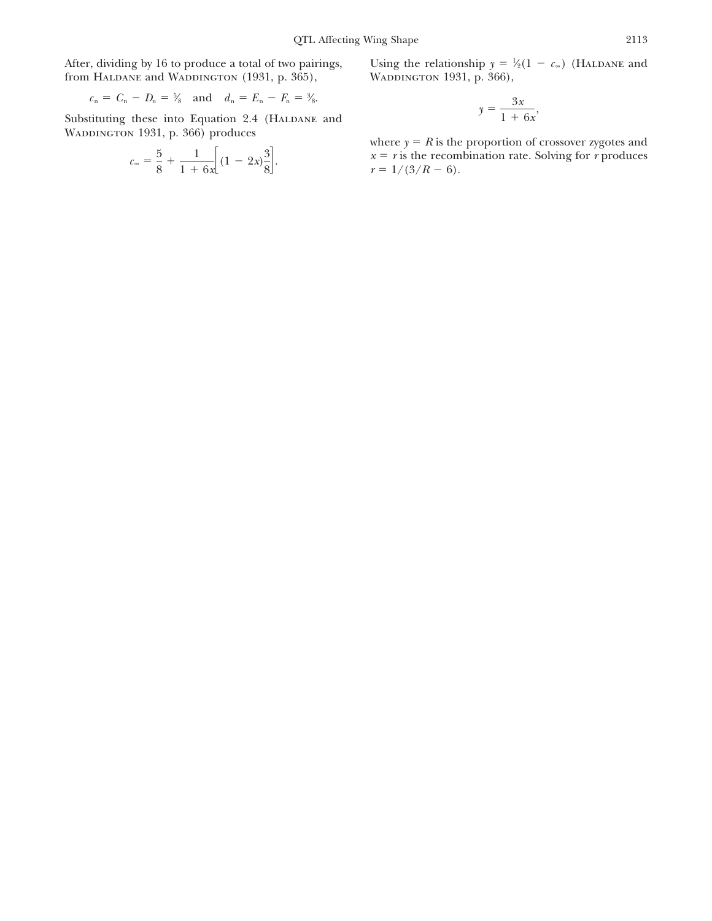After, dividing by 16 to produce a total of two pairings, from Haldane and Waddington (1931, p. 365),

$$c_{\mathrm{n}} = C_{\mathrm{n}} - D_{\mathrm{n}} = \tfrac{5}{8} \quad \text{and} \quad d_{\mathrm{n}} = E_{\mathrm{n}} - F_{\mathrm{n}} = \tfrac{3}{8}.$$

Substituting these into Equation 2.4 (Haldane and Waddington 1931, p. 366) produces

$$c_{\infty} = \frac{5}{8} + \frac{1}{1 + 6x}\left[(1 - 2x)\frac{3}{8}\right].$$

Using the relationship $y = \frac{1}{2}(1 - c_{\infty})$ (Haldane and Waddington 1931, p. 366),

$$y = \frac{3x}{1 + 6x},$$

where $y = R$ is the proportion of crossover zygotes and $x = r$ is the recombination rate. Solving for $r$ produces $r = 1/(3/R - 6)$.